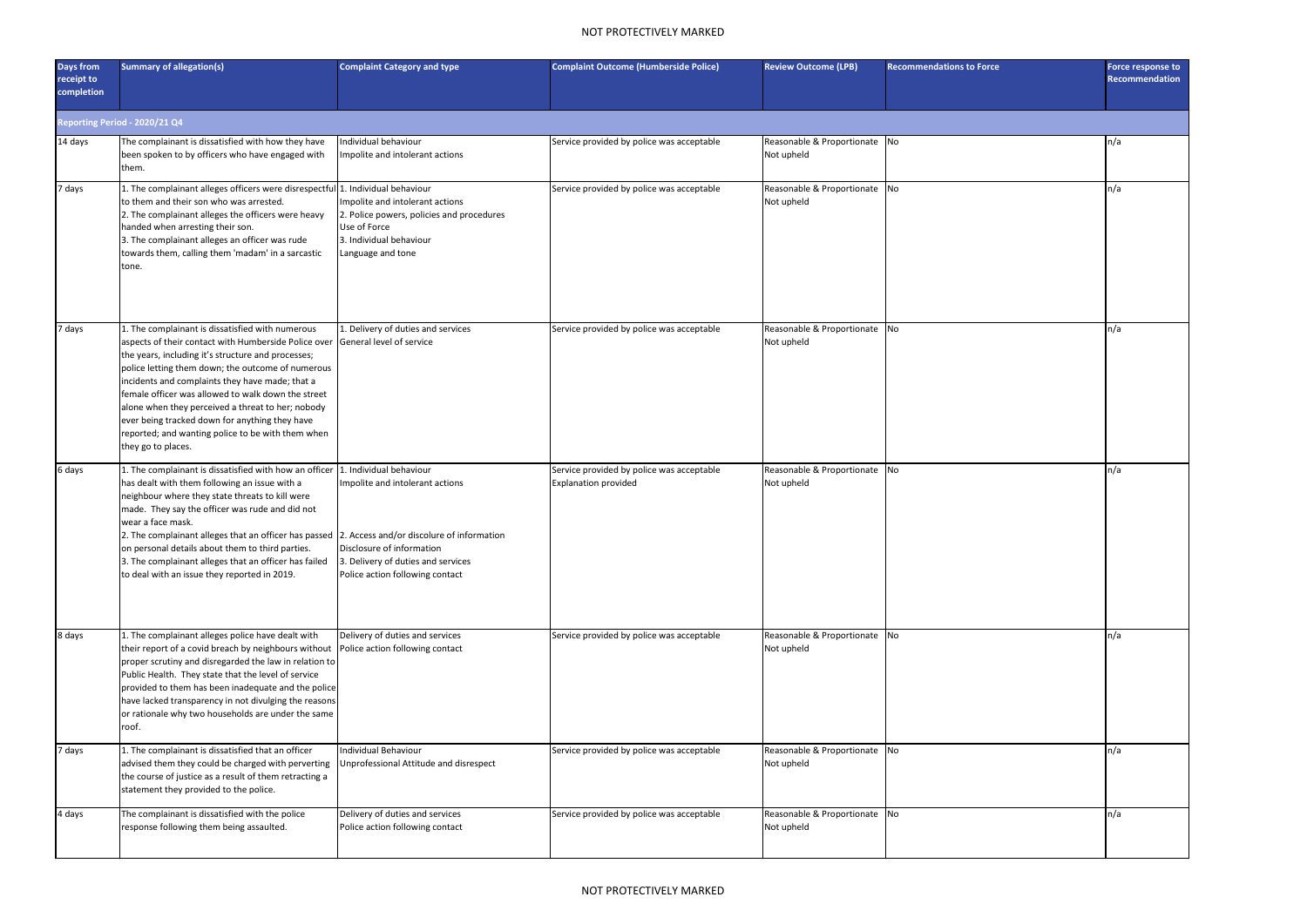| Days from receipt to completion | Summary of allegation(s) | Complaint Category and type | Complaint Outcome (Humberside Police) | Review Outcome (LPB) | Recommendations to Force | Force response to Recommendation |
|---|---|---|---|---|---|---|
| **Reporting Period - 2020/21 Q4** | | | | | | |
| 14 days | The complainant is dissatisfied with how they have been spoken to by officers who have engaged with them. | Individual behaviour<br>Impolite and intolerant actions | Service provided by police was acceptable | Reasonable & Proportionate<br>Not upheld | No | n/a |
| 7 days | 1. The complainant alleges officers were disrespectful to them and their son who was arrested.<br>2. The complainant alleges the officers were heavy handed when arresting their son.<br>3. The complainant alleges an officer was rude towards them, calling them 'madam' in a sarcastic tone. | 1. Individual behaviour<br>Impolite and intolerant actions<br>2. Police powers, policies and procedures<br>Use of Force<br>3. Individual behaviour<br>Language and tone | Service provided by police was acceptable | Reasonable & Proportionate<br>Not upheld | No | n/a |
| 7 days | 1. The complainant is dissatisfied with numerous aspects of their contact with Humberside Police over the years, including it's structure and processes; police letting them down; the outcome of numerous incidents and complaints they have made; that a female officer was allowed to walk down the street alone when they perceived a threat to her; nobody ever being tracked down for anything they have reported; and wanting police to be with them when they go to places. | 1. Delivery of duties and services<br>General level of service | Service provided by police was acceptable | Reasonable & Proportionate<br>Not upheld | No | n/a |
| 6 days | 1. The complainant is dissatisfied with how an officer has dealt with them following an issue with a neighbour where they state threats to kill were made. They say the officer was rude and did not wear a face mask.<br>2. The complainant alleges that an officer has passed on personal details about them to third parties.<br>3. The complainant alleges that an officer has failed to deal with an issue they reported in 2019. | 1. Individual behaviour<br>Impolite and intolerant actions<br>2. Access and/or discolure of information<br>Disclosure of information<br>3. Delivery of duties and services<br>Police action following contact | Service provided by police was acceptable<br>Explanation provided | Reasonable & Proportionate<br>Not upheld | No | n/a |
| 8 days | 1. The complainant alleges police have dealt with their report of a covid breach by neighbours without proper scrutiny and disregarded the law in relation to Public Health. They state that the level of service provided to them has been inadequate and the police have lacked transparency in not divulging the reasons or rationale why two households are under the same roof. | Delivery of duties and services<br>Police action following contact | Service provided by police was acceptable | Reasonable & Proportionate<br>Not upheld | No | n/a |
| 7 days | 1. The complainant is dissatisfied that an officer advised them they could be charged with perverting the course of justice as a result of them retracting a statement they provided to the police. | Individual Behaviour<br>Unprofessional Attitude and disrespect | Service provided by police was acceptable | Reasonable & Proportionate<br>Not upheld | No | n/a |
| 4 days | The complainant is dissatisfied with the police response following them being assaulted. | Delivery of duties and services<br>Police action following contact | Service provided by police was acceptable | Reasonable & Proportionate<br>Not upheld | No | n/a |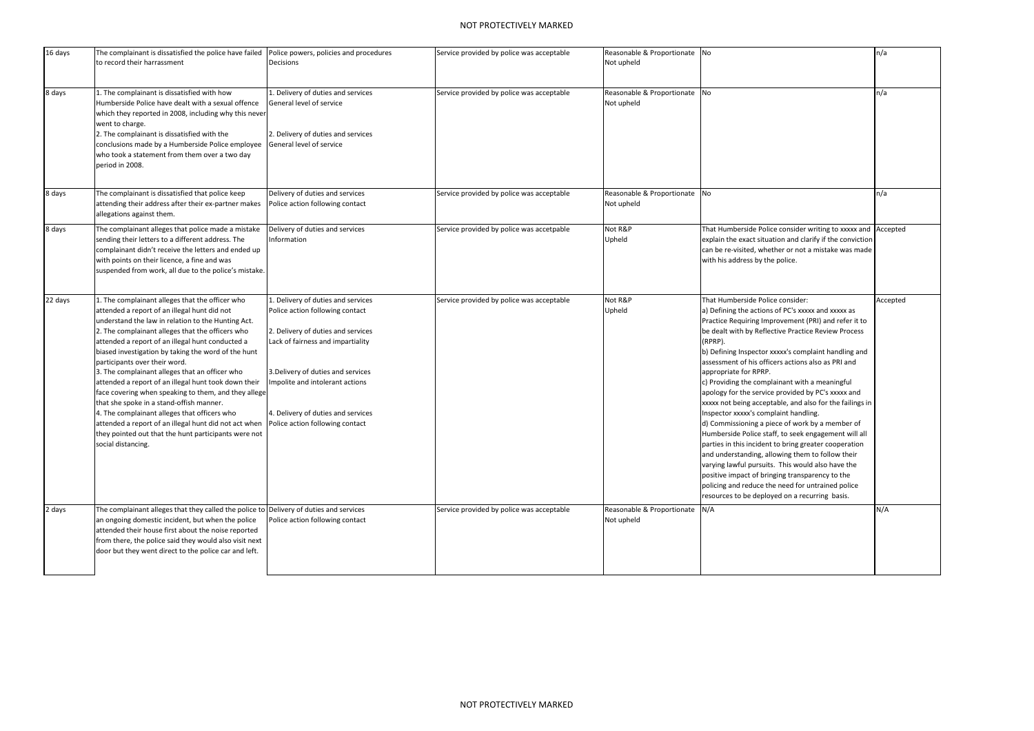| | | | | | | |
|---|---|---|---|---|---|---|
| 16 days | The complainant is dissatisfied the police have failed to record their harrassment | Police powers, policies and procedures<br>Decisions | Service provided by police was acceptable | Reasonable & Proportionate<br>Not upheld | No | n/a |
| 8 days | 1. The complainant is dissatisfied with how Humberside Police have dealt with a sexual offence which they reported in 2008, including why this never went to charge.<br>2. The complainant is dissatisfied with the conclusions made by a Humberside Police employee who took a statement from them over a two day period in 2008. | 1. Delivery of duties and services<br>General level of service<br><br>2. Delivery of duties and services<br>General level of service | Service provided by police was acceptable | Reasonable & Proportionate<br>Not upheld | No | n/a |
| 8 days | The complainant is dissatisfied that police keep attending their address after their ex-partner makes allegations against them. | Delivery of duties and services<br>Police action following contact | Service provided by police was acceptable | Reasonable & Proportionate<br>Not upheld | No | n/a |
| 8 days | The complainant alleges that police made a mistake sending their letters to a different address. The complainant didn't receive the letters and ended up with points on their licence, a fine and was suspended from work, all due to the police's mistake. | Delivery of duties and services<br>Information | Service provided by police was accetpable | Not R&P<br>Upheld | That Humberside Police consider writing to xxxxx and explain the exact situation and clarify if the conviction can be re-visited, whether or not a mistake was made with his address by the police. | Accepted |
| 22 days | 1. The complainant alleges that the officer who attended a report of an illegal hunt did not understand the law in relation to the Hunting Act.<br>2. The complainant alleges that the officers who attended a report of an illegal hunt conducted a biased investigation by taking the word of the hunt participants over their word.<br>3. The complainant alleges that an officer who attended a report of an illegal hunt took down their face covering when speaking to them, and they allege that she spoke in a stand-offish manner.<br>4. The complainant alleges that officers who attended a report of an illegal hunt did not act when they pointed out that the hunt participants were not social distancing. | 1. Delivery of duties and services<br>Police action following contact<br><br>2. Delivery of duties and services<br>Lack of fairness and impartiality<br><br>3.Delivery of duties and services<br>Impolite and intolerant actions<br><br>4. Delivery of duties and services<br>Police action following contact | Service provided by police was acceptable | Not R&P<br>Upheld | That Humberside Police consider:<br>a) Defining the actions of PC's xxxxx and xxxxx as Practice Requiring Improvement (PRI) and refer it to be dealt with by Reflective Practice Review Process (RPRP).<br>b) Defining Inspector xxxxx's complaint handling and assessment of his officers actions also as PRI and appropriate for RPRP.<br>c) Providing the complainant with a meaningful apology for the service provided by PC's xxxxx and xxxxx not being acceptable, and also for the failings in Inspector xxxxx's complaint handling.<br>d) Commissioning a piece of work by a member of Humberside Police staff, to seek engagement will all parties in this incident to bring greater cooperation and understanding, allowing them to follow their varying lawful pursuits. This would also have the positive impact of bringing transparency to the policing and reduce the need for untrained police resources to be deployed on a recurring basis. | Accepted |
| 2 days | The complainant alleges that they called the police to an ongoing domestic incident, but when the police attended their house first about the noise reported from there, the police said they would also visit next door but they went direct to the police car and left. | Delivery of duties and services<br>Police action following contact | Service provided by police was acceptable | Reasonable & Proportionate<br>Not upheld | N/A | N/A |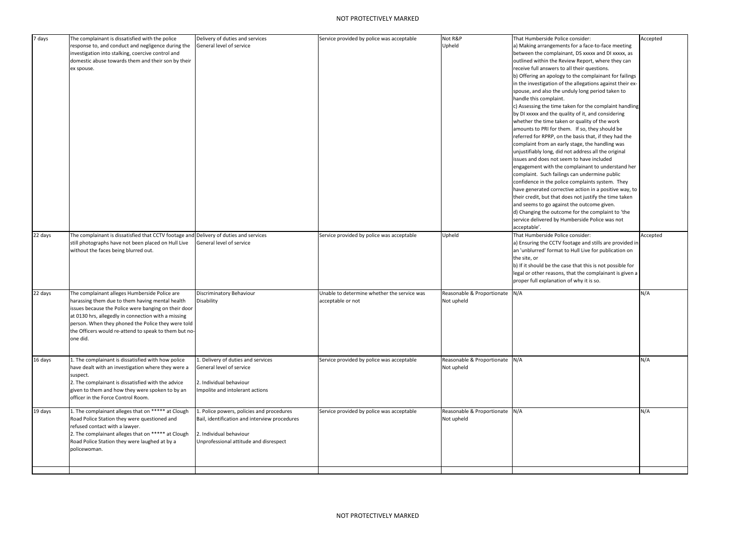| | | | | | | |
|---|---|---|---|---|---|---|
| 7 days | The complainant is dissatisfied with the police response to, and conduct and negligence during the investigation into stalking, coercive control and domestic abuse towards them and their son by their ex spouse. | Delivery of duties and services<br>General level of service | Service provided by police was acceptable | Not R&P<br>Upheld | That Humberside Police consider:<br>a) Making arrangements for a face-to-face meeting between the complainant, DS xxxxx and DI xxxxx, as outlined within the Review Report, where they can receive full answers to all their questions.<br>b) Offering an apology to the complainant for failings in the investigation of the allegations against their ex-spouse, and also the unduly long period taken to handle this complaint.<br>c) Assessing the time taken for the complaint handling by DI xxxxx and the quality of it, and considering whether the time taken or quality of the work amounts to PRI for them. If so, they should be referred for RPRP, on the basis that, if they had the complaint from an early stage, the handling was unjustifiably long, did not address all the original issues and does not seem to have included engagement with the complainant to understand her complaint. Such failings can undermine public confidence in the police complaints system. They have generated corrective action in a positive way, to their credit, but that does not justify the time taken and seems to go against the outcome given.<br>d) Changing the outcome for the complaint to 'the service delivered by Humberside Police was not acceptable'. | Accepted |
| 22 days | The complainant is dissatisfied that CCTV footage and still photographs have not been placed on Hull Live without the faces being blurred out. | Delivery of duties and services<br>General level of service | Service provided by police was acceptable | Upheld | That Humberside Police consider:<br>a) Ensuring the CCTV footage and stills are provided in an 'unblurred' format to Hull Live for publication on the site, or<br>b) If it should be the case that this is not possible for legal or other reasons, that the complainant is given a proper full explanation of why it is so. | Accepted |
| 22 days | The complainant alleges Humberside Police are harassing them due to them having mental health issues because the Police were banging on their door at 0130 hrs, allegedly in connection with a missing person. When they phoned the Police they were told the Officers would re-attend to speak to them but no-one did. | Discriminatory Behaviour<br>Disability | Unable to determine whether the service was acceptable or not | Reasonable & Proportionate<br>Not upheld | N/A | N/A |
| 16 days | 1. The complainant is dissatisfied with how police have dealt with an investigation where they were a suspect.<br>2. The complainant is dissatisfied with the advice given to them and how they were spoken to by an officer in the Force Control Room. | 1. Delivery of duties and services<br>General level of service<br><br>2. Individual behaviour<br>Impolite and intolerant actions | Service provided by police was acceptable | Reasonable & Proportionate<br>Not upheld | N/A | N/A |
| 19 days | 1. The complainant alleges that on ***** at Clough Road Police Station they were questioned and refused contact with a lawyer.<br>2. The complainant alleges that on ***** at Clough Road Police Station they were laughed at by a policewoman. | 1. Police powers, policies and procedures<br>Bail, identification and interview procedures<br><br>2. Individual behaviour<br>Unprofessional attitude and disrespect | Service provided by police was acceptable | Reasonable & Proportionate<br>Not upheld | N/A | N/A |